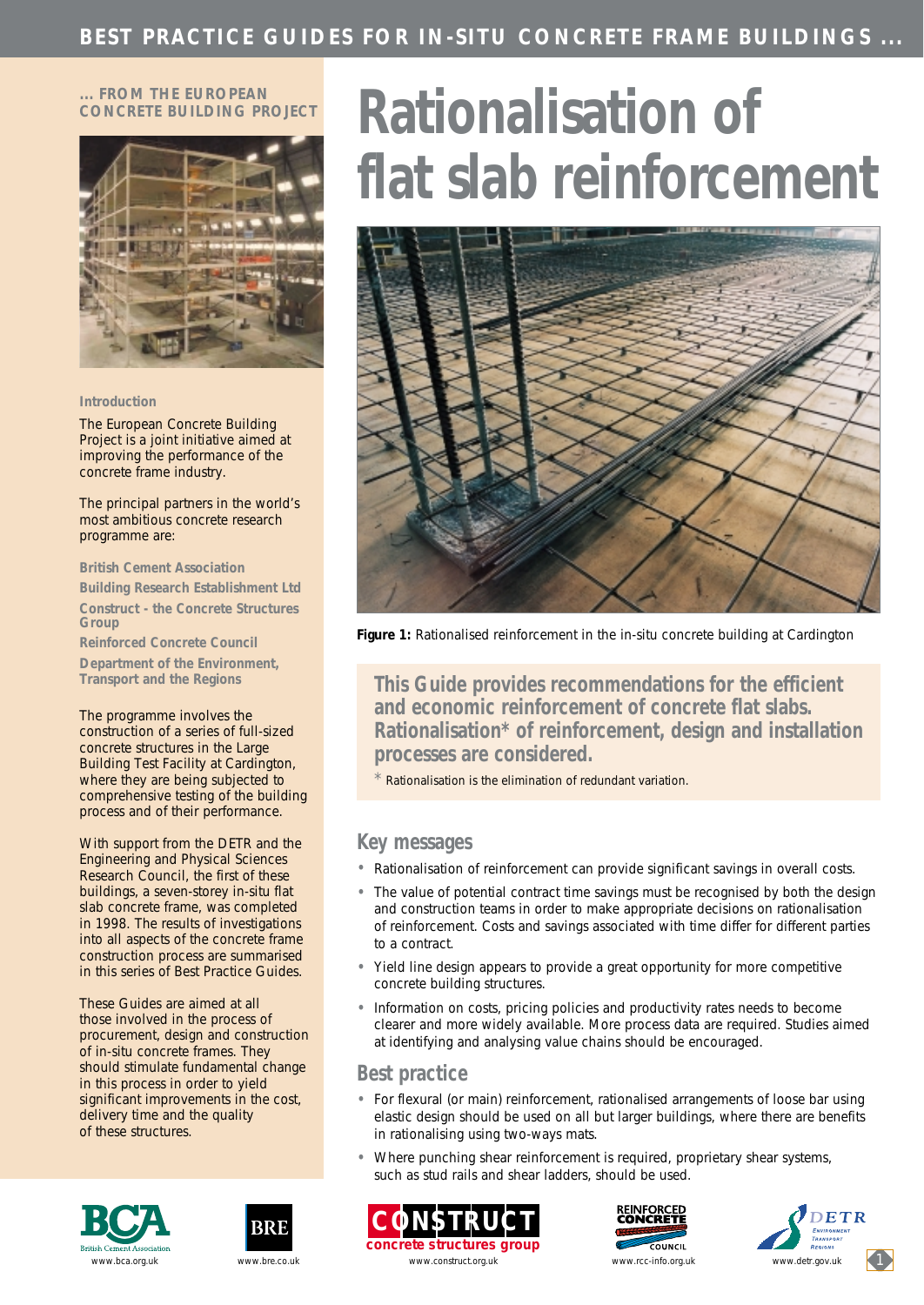# Rationalisation of flat slab reinforcement

... FROM THE EUROPEAN CONCRETE BUILDING PROJECT

### Introduction

The European Concrete Building Project is a joint initiative aimed at improving the performance of the concrete frame industry.

The principal partners in the world's most ambitious concrete research programme are:

**British Cement Association**
**Building Research Establishment Ltd**
**Construct - the Concrete Structures Group**
**Reinforced Concrete Council**
**Department of the Environment, Transport and the Regions**

The programme involves the construction of a series of full-sized concrete structures in the Large Building Test Facility at Cardington, where they are being subjected to comprehensive testing of the building process and of their performance.

With support from the DETR and the Engineering and Physical Sciences Research Council, the first of these buildings, a seven-storey in-situ flat slab concrete frame, was completed in 1998. The results of investigations into all aspects of the concrete frame construction process are summarised in this series of Best Practice Guides.

These Guides are aimed at all those involved in the process of procurement, design and construction of in-situ concrete frames. They should stimulate fundamental change in this process in order to yield significant improvements in the cost, delivery time and the quality of these structures.

**Figure 1:** Rationalised reinforcement in the in-situ concrete building at Cardington

**This Guide provides recommendations for the efficient and economic reinforcement of concrete flat slabs. Rationalisation* of reinforcement, design and installation processes are considered.**

\* Rationalisation is the elimination of redundant variation.

## Key messages

- Rationalisation of reinforcement can provide significant savings in overall costs.
- The value of potential contract time savings must be recognised by both the design and construction teams in order to make appropriate decisions on rationalisation of reinforcement. Costs and savings associated with time differ for different parties to a contract.
- Yield line design appears to provide a great opportunity for more competitive concrete building structures.
- Information on costs, pricing policies and productivity rates needs to become clearer and more widely available. More process data are required. Studies aimed at identifying and analysing value chains should be encouraged.

## Best practice

- For flexural (or main) reinforcement, rationalised arrangements of loose bar using elastic design should be used on all but larger buildings, where there are benefits in rationalising using two-ways mats.
- Where punching shear reinforcement is required, proprietary shear systems, such as stud rails and shear ladders, should be used.

www.bca.org.uk | www.bre.co.uk | www.construct.org.uk | www.rcc-info.org.uk | www.detr.gov.uk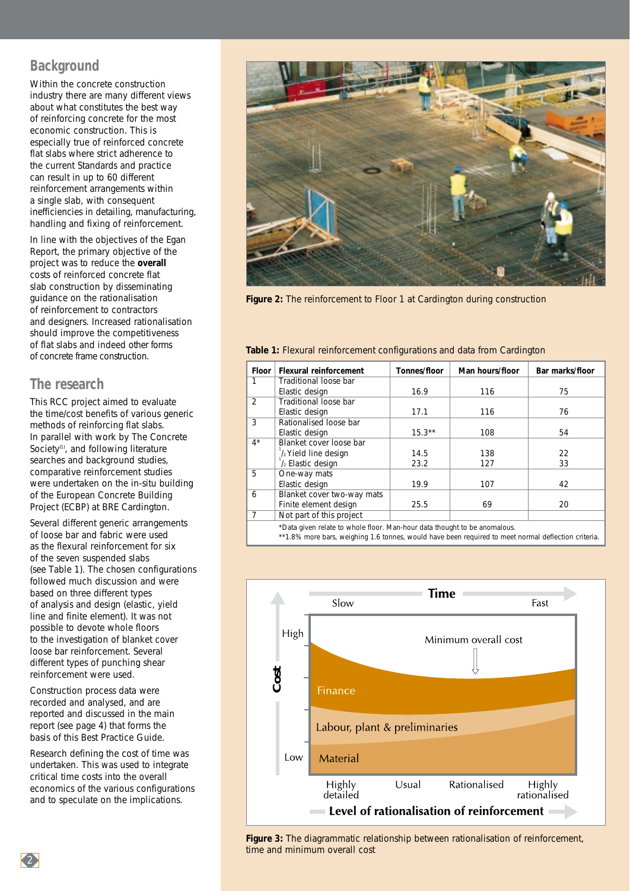## Background

Within the concrete construction industry there are many different views about what constitutes the best way of reinforcing concrete for the most economic construction. This is especially true of reinforced concrete flat slabs where strict adherence to the current Standards and practice can result in up to 60 different reinforcement arrangements within a single slab, with consequent inefficiencies in detailing, manufacturing, handling and fixing of reinforcement.

In line with the objectives of the Egan Report, the primary objective of the project was to reduce the **overall** costs of reinforced concrete flat slab construction by disseminating guidance on the rationalisation of reinforcement to contractors and designers. Increased rationalisation should improve the competitiveness of flat slabs and indeed other forms of concrete frame construction.

## The research

This RCC project aimed to evaluate the time/cost benefits of various generic methods of reinforcing flat slabs. In parallel with work by The Concrete Society[1], and following literature searches and background studies, comparative reinforcement studies were undertaken on the in-situ building of the European Concrete Building Project (ECBP) at BRE Cardington.

Several different generic arrangements of loose bar and fabric were used as the flexural reinforcement for six of the seven suspended slabs (see Table 1). The chosen configurations followed much discussion and were based on three different types of analysis and design (elastic, yield line and finite element). It was not possible to devote whole floors to the investigation of blanket cover loose bar reinforcement. Several different types of punching shear reinforcement were used.

Construction process data were recorded and analysed, and are reported and discussed in the main report (see page 4) that forms the basis of this Best Practice Guide.

Research defining the cost of time was undertaken. This was used to integrate critical time costs into the overall economics of the various configurations and to speculate on the implications.

**Figure 2:** The reinforcement to Floor 1 at Cardington during construction

**Table 1:** Flexural reinforcement configurations and data from Cardington

| Floor | Flexural reinforcement | Tonnes/floor | Man hours/floor | Bar marks/floor |
|---|---|---|---|---|
| 1 | Traditional loose bar<br>Elastic design | 16.9 | 116 | 75 |
| 2 | Traditional loose bar<br>Elastic design | 17.1 | 116 | 76 |
| 3 | Rationalised loose bar<br>Elastic design | 15.3** | 108 | 54 |
| 4* | Blanket cover loose bar<br>½ Yield line design<br>½ Elastic design | <br>14.5<br>23.2 | <br>138<br>127 | <br>22<br>33 |
| 5 | One-way mats<br>Elastic design | 19.9 | 107 | 42 |
| 6 | Blanket cover two-way mats<br>Finite element design | 25.5 | 69 | 20 |
| 7 | Not part of this project | | | |

*Data given relate to whole floor. Man-hour data thought to be anomalous.
**1.8% more bars, weighing 1.6 tonnes, would have been required to meet normal deflection criteria.

**Figure 3:** The diagrammatic relationship between rationalisation of reinforcement, time and minimum overall cost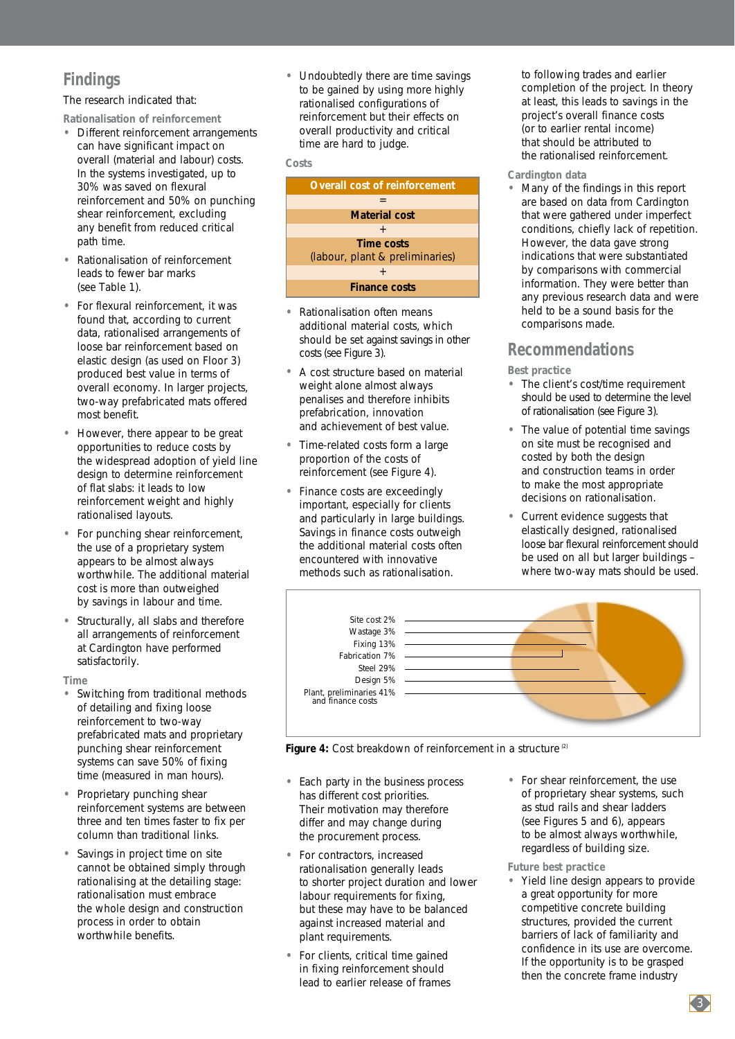## Findings

The research indicated that:

### Rationalisation of reinforcement

- Different reinforcement arrangements can have significant impact on overall (material and labour) costs. In the systems investigated, up to 30% was saved on flexural reinforcement and 50% on punching shear reinforcement, excluding any benefit from reduced critical path time.
- Rationalisation of reinforcement leads to fewer bar marks (see Table 1).
- For flexural reinforcement, it was found that, according to current data, rationalised arrangements of loose bar reinforcement based on elastic design (as used on Floor 3) produced best value in terms of overall economy. In larger projects, two-way prefabricated mats offered most benefit.
- However, there appear to be great opportunities to reduce costs by the widespread adoption of yield line design to determine reinforcement of flat slabs: it leads to low reinforcement weight and highly rationalised layouts.
- For punching shear reinforcement, the use of a proprietary system appears to be almost always worthwhile. The additional material cost is more than outweighed by savings in labour and time.
- Structurally, all slabs and therefore all arrangements of reinforcement at Cardington have performed satisfactorily.

### Time

- Switching from traditional methods of detailing and fixing loose reinforcement to two-way prefabricated mats and proprietary punching shear reinforcement systems can save 50% of fixing time (measured in man hours).
- Proprietary punching shear reinforcement systems are between three and ten times faster to fix per column than traditional links.
- Savings in project time on site cannot be obtained simply through rationalising at the detailing stage: rationalisation must embrace the whole design and construction process in order to obtain worthwhile benefits.
- Undoubtedly there are time savings to be gained by using more highly rationalised configurations of reinforcement but their effects on overall productivity and critical time are hard to judge.

### Costs

| **Overall cost of reinforcement** |
|---|
| = |
| **Material cost** |
| + |
| **Time costs** (labour, plant & preliminaries) |
| + |
| **Finance costs** |

- Rationalisation often means additional material costs, which should be set against savings in other costs (see Figure 3).
- A cost structure based on material weight alone almost always penalises and therefore inhibits prefabrication, innovation and achievement of best value.
- Time-related costs form a large proportion of the costs of reinforcement (see Figure 4).
- Finance costs are exceedingly important, especially for clients and particularly in large buildings. Savings in finance costs outweigh the additional material costs often encountered with innovative methods such as rationalisation.

Site cost 2%
Wastage 3%
Fixing 13%
Fabrication 7%
Steel 29%
Design 5%
Plant, preliminaries 41% and finance costs

**Figure 4:** Cost breakdown of reinforcement in a structure [2]

- Each party in the business process has different cost priorities. Their motivation may therefore differ and may change during the procurement process.
- For contractors, increased rationalisation generally leads to shorter project duration and lower labour requirements for fixing, but these may have to be balanced against increased material and plant requirements.
- For clients, critical time gained in fixing reinforcement should lead to earlier release of frames to following trades and earlier completion of the project. In theory at least, this leads to savings in the project's overall finance costs (or to earlier rental income) that should be attributed to the rationalised reinforcement.

### Cardington data

- Many of the findings in this report are based on data from Cardington that were gathered under imperfect conditions, chiefly lack of repetition. However, the data gave strong indications that were substantiated by comparisons with commercial information. They were better than any previous research data and were held to be a sound basis for the comparisons made.

## Recommendations

### Best practice

- The client's cost/time requirement should be used to determine the level of rationalisation (see Figure 3).
- The value of potential time savings on site must be recognised and costed by both the design and construction teams in order to make the most appropriate decisions on rationalisation.
- Current evidence suggests that elastically designed, rationalised loose bar flexural reinforcement should be used on all but larger buildings – where two-way mats should be used.
- For shear reinforcement, the use of proprietary shear systems, such as stud rails and shear ladders (see Figures 5 and 6), appears to be almost always worthwhile, regardless of building size.

### Future best practice

- Yield line design appears to provide a great opportunity for more competitive concrete building structures, provided the current barriers of lack of familiarity and confidence in its use are overcome. If the opportunity is to be grasped then the concrete frame industry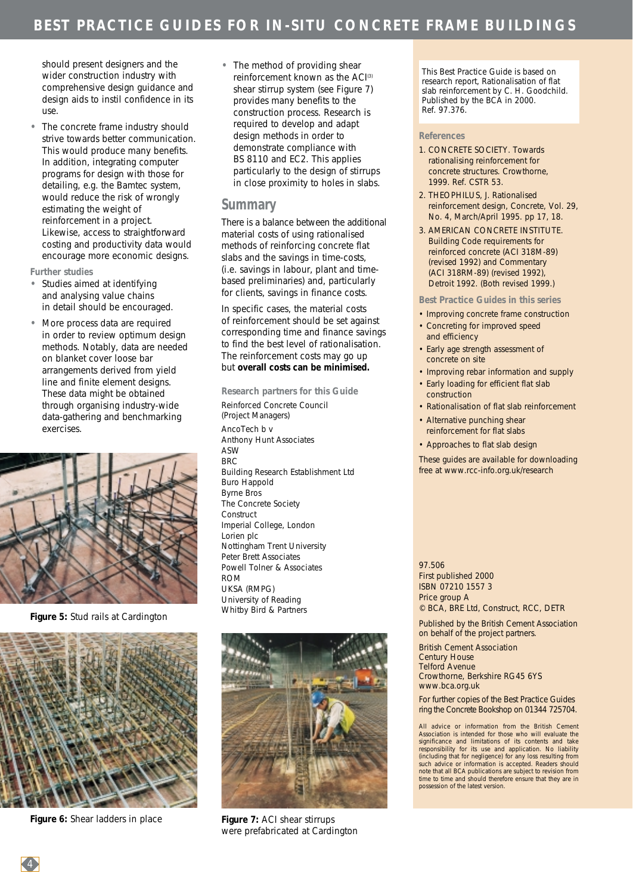should present designers and the wider construction industry with comprehensive design guidance and design aids to instil confidence in its use.

- The concrete frame industry should strive towards better communication. This would produce many benefits. In addition, integrating computer programs for design with those for detailing, e.g. the Bamtec system, would reduce the risk of wrongly estimating the weight of reinforcement in a project. Likewise, access to straightforward costing and productivity data would encourage more economic designs.

### Further studies

- Studies aimed at identifying and analysing value chains in detail should be encouraged.
- More process data are required in order to review optimum design methods. Notably, data are needed on blanket cover loose bar arrangements derived from yield line and finite element designs. These data might be obtained through organising industry-wide data-gathering and benchmarking exercises.

**Figure 5:** Stud rails at Cardington

**Figure 6:** Shear ladders in place

- The method of providing shear reinforcement known as the ACI[3] shear stirrup system (see Figure 7) provides many benefits to the construction process. Research is required to develop and adapt design methods in order to demonstrate compliance with BS 8110 and EC2. This applies particularly to the design of stirrups in close proximity to holes in slabs.

## Summary

There is a balance between the additional material costs of using rationalised methods of reinforcing concrete flat slabs and the savings in time-costs, (i.e. savings in labour, plant and time-based preliminaries) and, particularly for clients, savings in finance costs.

In specific cases, the material costs of reinforcement should be set against corresponding time and finance savings to find the best level of rationalisation. The reinforcement costs may go up but **overall costs can be minimised.**

### Research partners for this Guide

Reinforced Concrete Council (Project Managers)
AncoTech b v
Anthony Hunt Associates
ASW
BRC
Building Research Establishment Ltd
Buro Happold
Byrne Bros
The Concrete Society
Construct
Imperial College, London
Lorien plc
Nottingham Trent University
Peter Brett Associates
Powell Tolner & Associates
ROM
UKSA (RMPG)
University of Reading
Whitby Bird & Partners

**Figure 7:** ACI shear stirrups were prefabricated at Cardington

This Best Practice Guide is based on research report, Rationalisation of flat slab reinforcement by C. H. Goodchild. Published by the BCA in 2000. Ref. 97.376.

### References

1. CONCRETE SOCIETY. Towards rationalising reinforcement for concrete structures. Crowthorne, 1999. Ref. CSTR 53.
2. THEOPHILUS, J. Rationalised reinforcement design, Concrete, Vol. 29, No. 4, March/April 1995. pp 17, 18.
3. AMERICAN CONCRETE INSTITUTE. Building Code requirements for reinforced concrete (ACI 318M-89) (revised 1992) and Commentary (ACI 318RM-89) (revised 1992), Detroit 1992. (Both revised 1999.)

### Best Practice Guides in this series

- Improving concrete frame construction
- Concreting for improved speed and efficiency
- Early age strength assessment of concrete on site
- Improving rebar information and supply
- Early loading for efficient flat slab construction
- Rationalisation of flat slab reinforcement
- Alternative punching shear reinforcement for flat slabs
- Approaches to flat slab design

These guides are available for downloading free at www.rcc-info.org.uk/research

97.506
First published 2000
ISBN 07210 1557 3
Price group A
© BCA, BRE Ltd, Construct, RCC, DETR

Published by the British Cement Association on behalf of the project partners.

British Cement Association
Century House
Telford Avenue
Crowthorne, Berkshire RG45 6YS
www.bca.org.uk

For further copies of the Best Practice Guides ring the Concrete Bookshop on 01344 725704.

All advice or information from the British Cement Association is intended for those who will evaluate the significance and limitations of its contents and take responsibility for its use and application. No liability (including that for negligence) for any loss resulting from such advice or information is accepted. Readers should note that all BCA publications are subject to revision from time to time and should therefore ensure that they are in possession of the latest version.